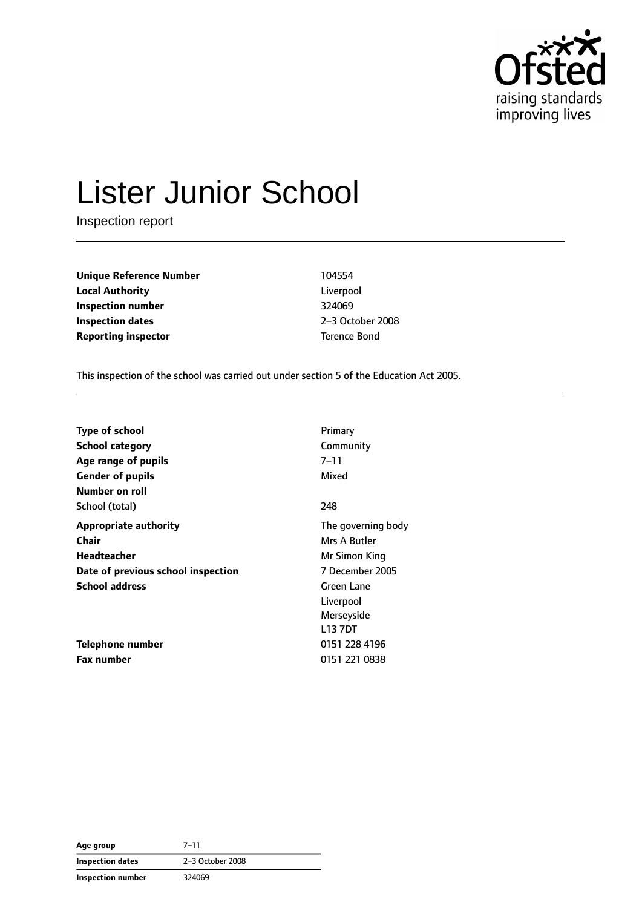# Lister Junior School

Inspection report

| | |
|---|---|
| **Unique Reference Number** | 104554 |
| **Local Authority** | Liverpool |
| **Inspection number** | 324069 |
| **Inspection dates** | 2–3 October 2008 |
| **Reporting inspector** | Terence Bond |

This inspection of the school was carried out under section 5 of the Education Act 2005.

| | |
|---|---|
| **Type of school** | Primary |
| **School category** | Community |
| **Age range of pupils** | 7–11 |
| **Gender of pupils** | Mixed |
| **Number on roll** | |
| School (total) | 248 |
| **Appropriate authority** | The governing body |
| **Chair** | Mrs A Butler |
| **Headteacher** | Mr Simon King |
| **Date of previous school inspection** | 7 December 2005 |
| **School address** | Green Lane<br>Liverpool<br>Merseyside<br>L13 7DT |
| **Telephone number** | 0151 228 4196 |
| **Fax number** | 0151 221 0838 |

| | |
|---|---|
| **Age group** | 7–11 |
| **Inspection dates** | 2–3 October 2008 |
| **Inspection number** | 324069 |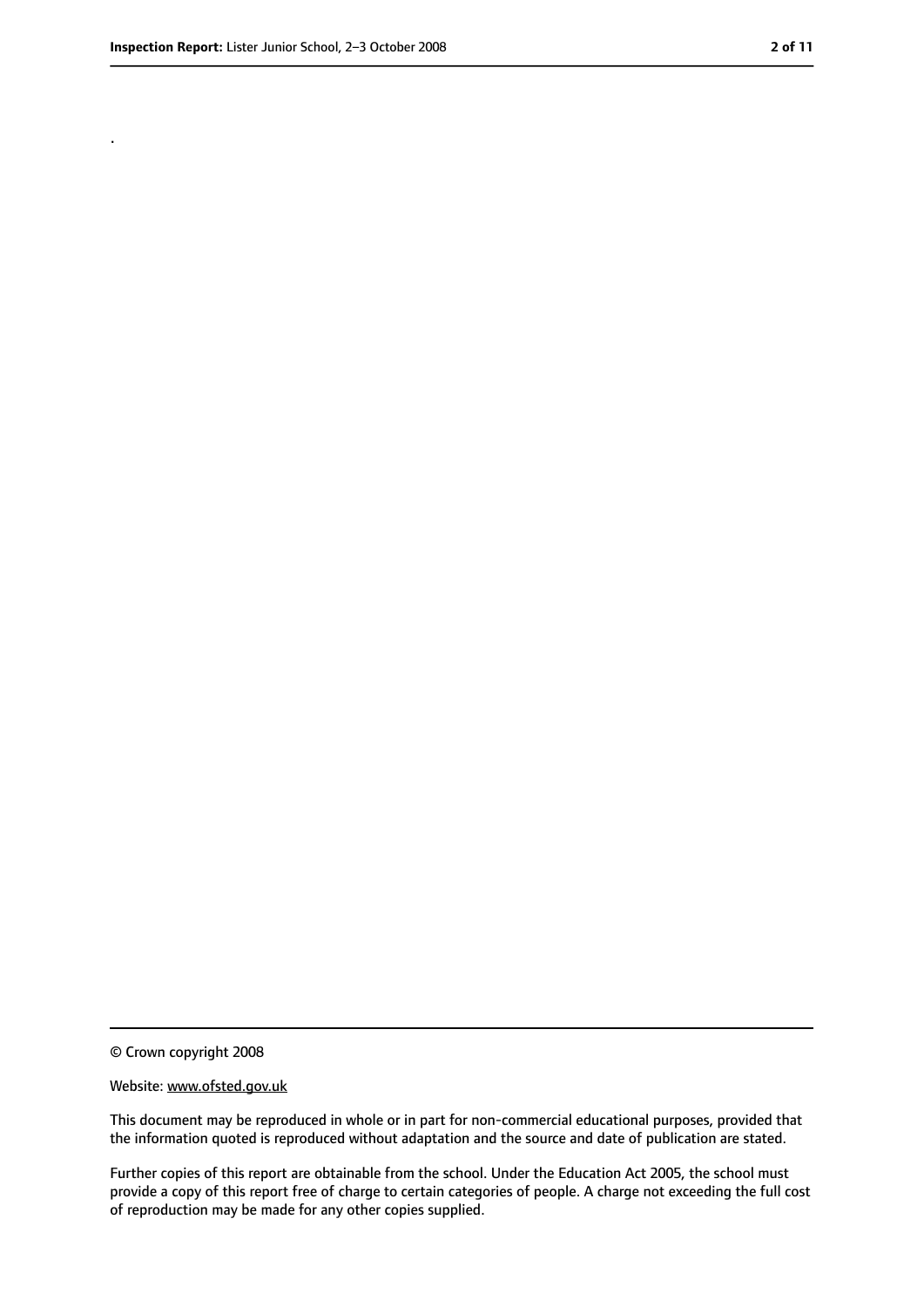.

© Crown copyright 2008

Website: www.ofsted.gov.uk

This document may be reproduced in whole or in part for non-commercial educational purposes, provided that the information quoted is reproduced without adaptation and the source and date of publication are stated.

Further copies of this report are obtainable from the school. Under the Education Act 2005, the school must provide a copy of this report free of charge to certain categories of people. A charge not exceeding the full cost of reproduction may be made for any other copies supplied.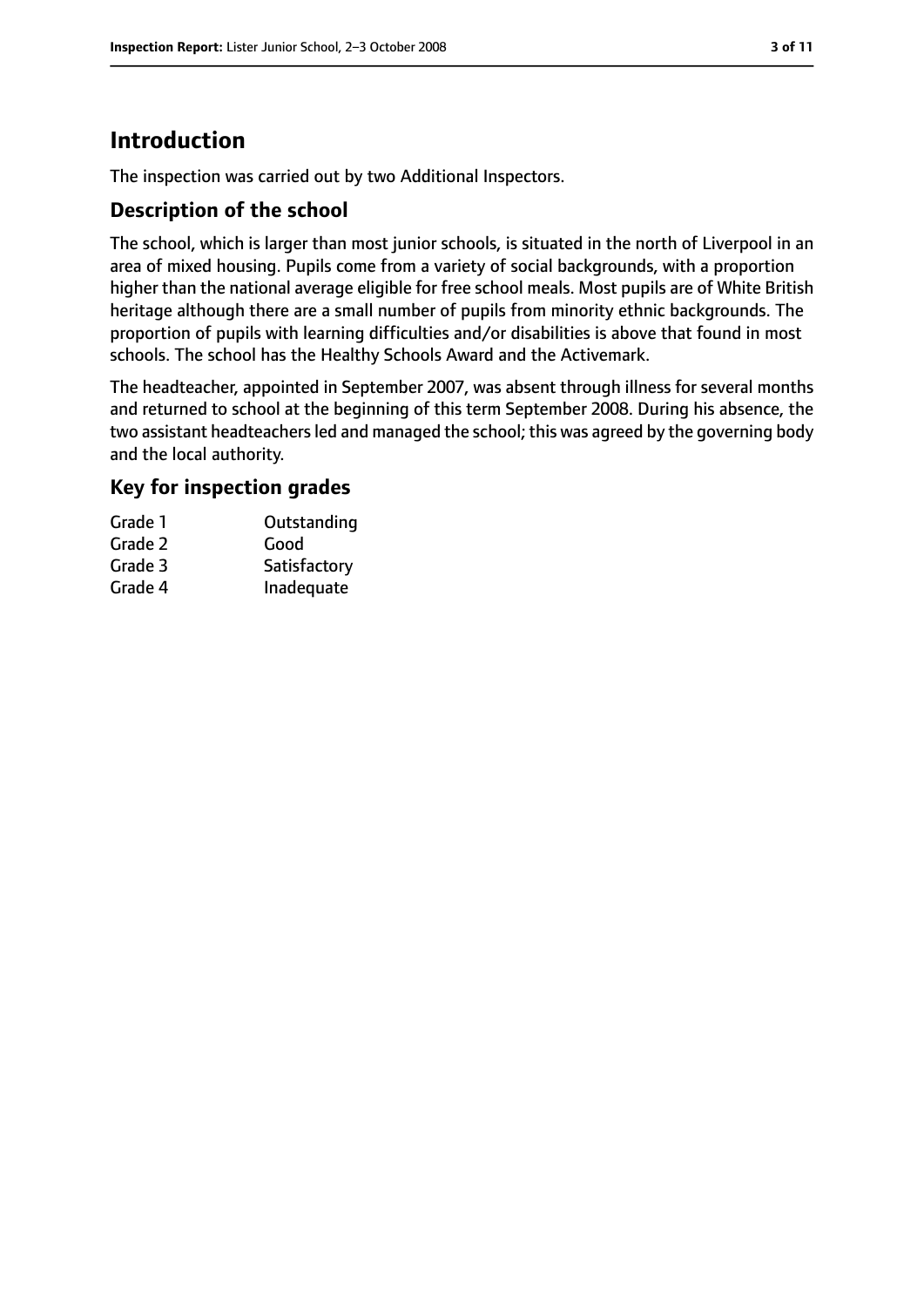# Introduction

The inspection was carried out by two Additional Inspectors.

## Description of the school

The school, which is larger than most junior schools, is situated in the north of Liverpool in an area of mixed housing. Pupils come from a variety of social backgrounds, with a proportion higher than the national average eligible for free school meals. Most pupils are of White British heritage although there are a small number of pupils from minority ethnic backgrounds. The proportion of pupils with learning difficulties and/or disabilities is above that found in most schools. The school has the Healthy Schools Award and the Activemark.

The headteacher, appointed in September 2007, was absent through illness for several months and returned to school at the beginning of this term September 2008. During his absence, the two assistant headteachers led and managed the school; this was agreed by the governing body and the local authority.

## Key for inspection grades

| | |
|---|---|
| Grade 1 | Outstanding |
| Grade 2 | Good |
| Grade 3 | Satisfactory |
| Grade 4 | Inadequate |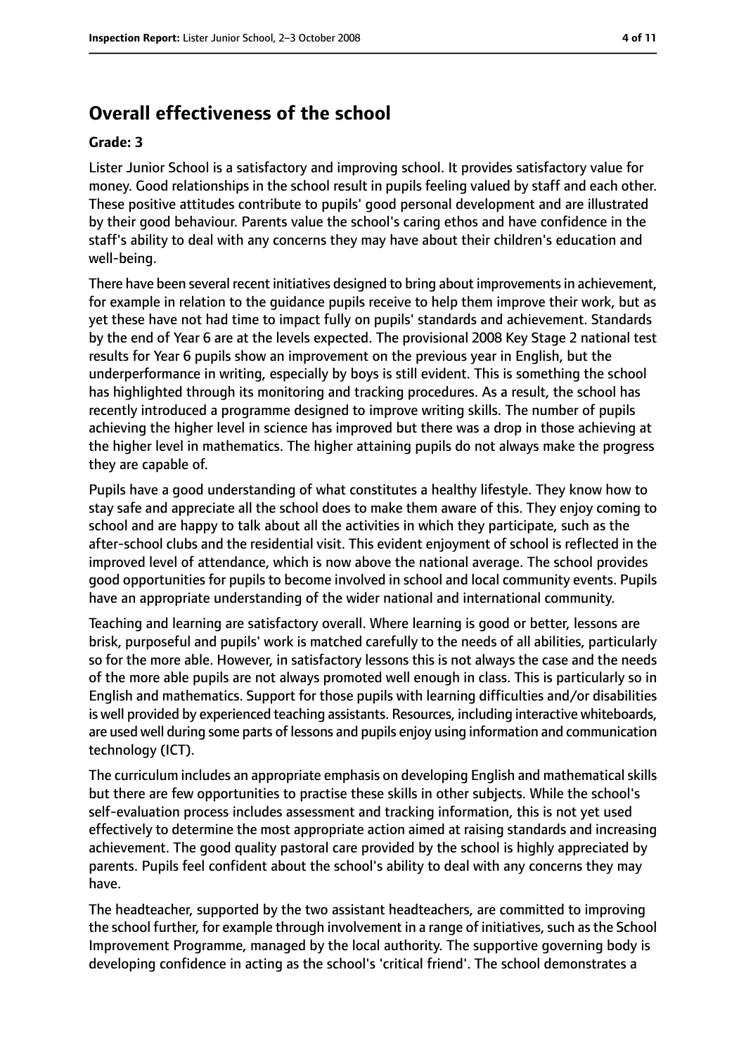## Overall effectiveness of the school

### Grade: 3

Lister Junior School is a satisfactory and improving school. It provides satisfactory value for money. Good relationships in the school result in pupils feeling valued by staff and each other. These positive attitudes contribute to pupils' good personal development and are illustrated by their good behaviour. Parents value the school's caring ethos and have confidence in the staff's ability to deal with any concerns they may have about their children's education and well-being.

There have been several recent initiatives designed to bring about improvements in achievement, for example in relation to the guidance pupils receive to help them improve their work, but as yet these have not had time to impact fully on pupils' standards and achievement. Standards by the end of Year 6 are at the levels expected. The provisional 2008 Key Stage 2 national test results for Year 6 pupils show an improvement on the previous year in English, but the underperformance in writing, especially by boys is still evident. This is something the school has highlighted through its monitoring and tracking procedures. As a result, the school has recently introduced a programme designed to improve writing skills. The number of pupils achieving the higher level in science has improved but there was a drop in those achieving at the higher level in mathematics. The higher attaining pupils do not always make the progress they are capable of.

Pupils have a good understanding of what constitutes a healthy lifestyle. They know how to stay safe and appreciate all the school does to make them aware of this. They enjoy coming to school and are happy to talk about all the activities in which they participate, such as the after-school clubs and the residential visit. This evident enjoyment of school is reflected in the improved level of attendance, which is now above the national average. The school provides good opportunities for pupils to become involved in school and local community events. Pupils have an appropriate understanding of the wider national and international community.

Teaching and learning are satisfactory overall. Where learning is good or better, lessons are brisk, purposeful and pupils' work is matched carefully to the needs of all abilities, particularly so for the more able. However, in satisfactory lessons this is not always the case and the needs of the more able pupils are not always promoted well enough in class. This is particularly so in English and mathematics. Support for those pupils with learning difficulties and/or disabilities is well provided by experienced teaching assistants. Resources, including interactive whiteboards, are used well during some parts of lessons and pupils enjoy using information and communication technology (ICT).

The curriculum includes an appropriate emphasis on developing English and mathematical skills but there are few opportunities to practise these skills in other subjects. While the school's self-evaluation process includes assessment and tracking information, this is not yet used effectively to determine the most appropriate action aimed at raising standards and increasing achievement. The good quality pastoral care provided by the school is highly appreciated by parents. Pupils feel confident about the school's ability to deal with any concerns they may have.

The headteacher, supported by the two assistant headteachers, are committed to improving the school further, for example through involvement in a range of initiatives, such as the School Improvement Programme, managed by the local authority. The supportive governing body is developing confidence in acting as the school's 'critical friend'. The school demonstrates a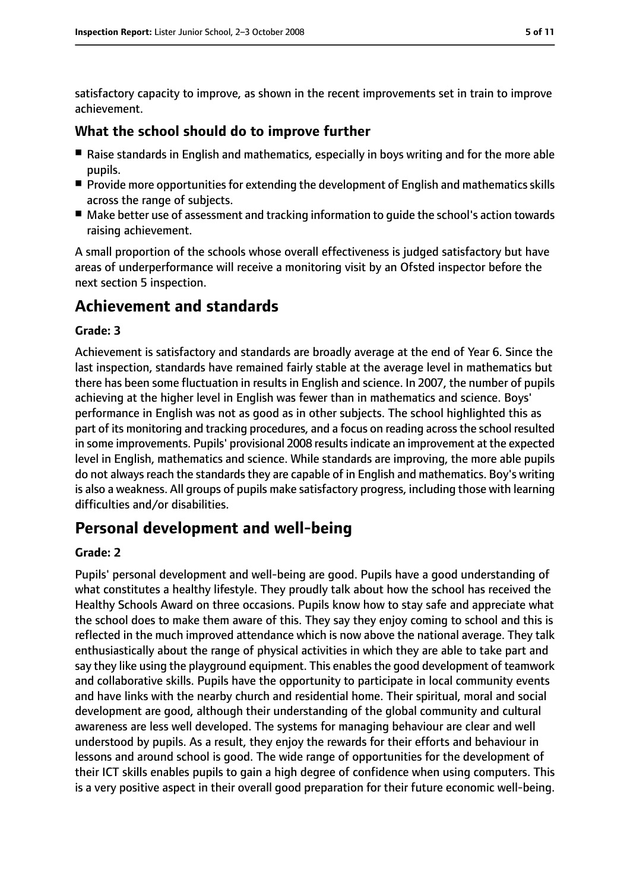satisfactory capacity to improve, as shown in the recent improvements set in train to improve achievement.

### What the school should do to improve further

- Raise standards in English and mathematics, especially in boys writing and for the more able pupils.
- Provide more opportunities for extending the development of English and mathematics skills across the range of subjects.
- Make better use of assessment and tracking information to guide the school's action towards raising achievement.

A small proportion of the schools whose overall effectiveness is judged satisfactory but have areas of underperformance will receive a monitoring visit by an Ofsted inspector before the next section 5 inspection.

## Achievement and standards

**Grade: 3**

Achievement is satisfactory and standards are broadly average at the end of Year 6. Since the last inspection, standards have remained fairly stable at the average level in mathematics but there has been some fluctuation in results in English and science. In 2007, the number of pupils achieving at the higher level in English was fewer than in mathematics and science. Boys' performance in English was not as good as in other subjects. The school highlighted this as part of its monitoring and tracking procedures, and a focus on reading across the school resulted in some improvements. Pupils' provisional 2008 results indicate an improvement at the expected level in English, mathematics and science. While standards are improving, the more able pupils do not always reach the standards they are capable of in English and mathematics. Boy's writing is also a weakness. All groups of pupils make satisfactory progress, including those with learning difficulties and/or disabilities.

## Personal development and well-being

**Grade: 2**

Pupils' personal development and well-being are good. Pupils have a good understanding of what constitutes a healthy lifestyle. They proudly talk about how the school has received the Healthy Schools Award on three occasions. Pupils know how to stay safe and appreciate what the school does to make them aware of this. They say they enjoy coming to school and this is reflected in the much improved attendance which is now above the national average. They talk enthusiastically about the range of physical activities in which they are able to take part and say they like using the playground equipment. This enables the good development of teamwork and collaborative skills. Pupils have the opportunity to participate in local community events and have links with the nearby church and residential home. Their spiritual, moral and social development are good, although their understanding of the global community and cultural awareness are less well developed. The systems for managing behaviour are clear and well understood by pupils. As a result, they enjoy the rewards for their efforts and behaviour in lessons and around school is good. The wide range of opportunities for the development of their ICT skills enables pupils to gain a high degree of confidence when using computers. This is a very positive aspect in their overall good preparation for their future economic well-being.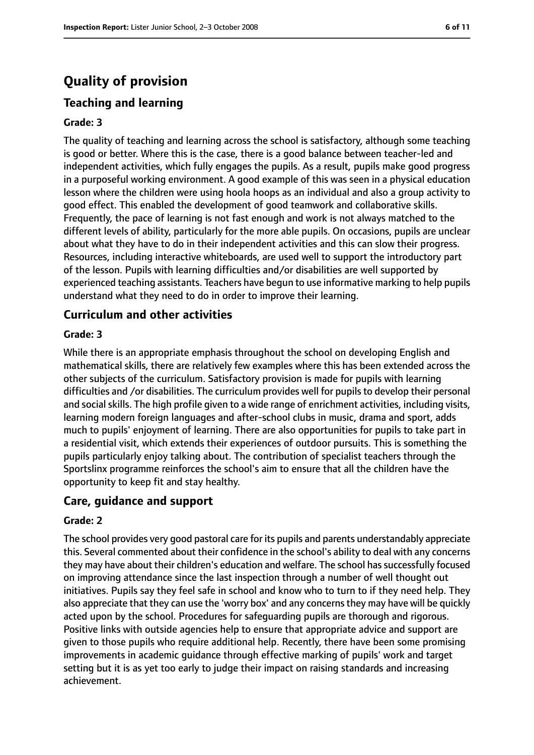# Quality of provision

## Teaching and learning

### Grade: 3

The quality of teaching and learning across the school is satisfactory, although some teaching is good or better. Where this is the case, there is a good balance between teacher-led and independent activities, which fully engages the pupils. As a result, pupils make good progress in a purposeful working environment. A good example of this was seen in a physical education lesson where the children were using hoola hoops as an individual and also a group activity to good effect. This enabled the development of good teamwork and collaborative skills. Frequently, the pace of learning is not fast enough and work is not always matched to the different levels of ability, particularly for the more able pupils. On occasions, pupils are unclear about what they have to do in their independent activities and this can slow their progress. Resources, including interactive whiteboards, are used well to support the introductory part of the lesson. Pupils with learning difficulties and/or disabilities are well supported by experienced teaching assistants. Teachers have begun to use informative marking to help pupils understand what they need to do in order to improve their learning.

## Curriculum and other activities

### Grade: 3

While there is an appropriate emphasis throughout the school on developing English and mathematical skills, there are relatively few examples where this has been extended across the other subjects of the curriculum. Satisfactory provision is made for pupils with learning difficulties and /or disabilities. The curriculum provides well for pupils to develop their personal and social skills. The high profile given to a wide range of enrichment activities, including visits, learning modern foreign languages and after-school clubs in music, drama and sport, adds much to pupils' enjoyment of learning. There are also opportunities for pupils to take part in a residential visit, which extends their experiences of outdoor pursuits. This is something the pupils particularly enjoy talking about. The contribution of specialist teachers through the Sportslinx programme reinforces the school's aim to ensure that all the children have the opportunity to keep fit and stay healthy.

## Care, guidance and support

### Grade: 2

The school provides very good pastoral care for its pupils and parents understandably appreciate this. Several commented about their confidence in the school's ability to deal with any concerns they may have about their children's education and welfare. The school has successfully focused on improving attendance since the last inspection through a number of well thought out initiatives. Pupils say they feel safe in school and know who to turn to if they need help. They also appreciate that they can use the 'worry box' and any concerns they may have will be quickly acted upon by the school. Procedures for safeguarding pupils are thorough and rigorous. Positive links with outside agencies help to ensure that appropriate advice and support are given to those pupils who require additional help. Recently, there have been some promising improvements in academic guidance through effective marking of pupils' work and target setting but it is as yet too early to judge their impact on raising standards and increasing achievement.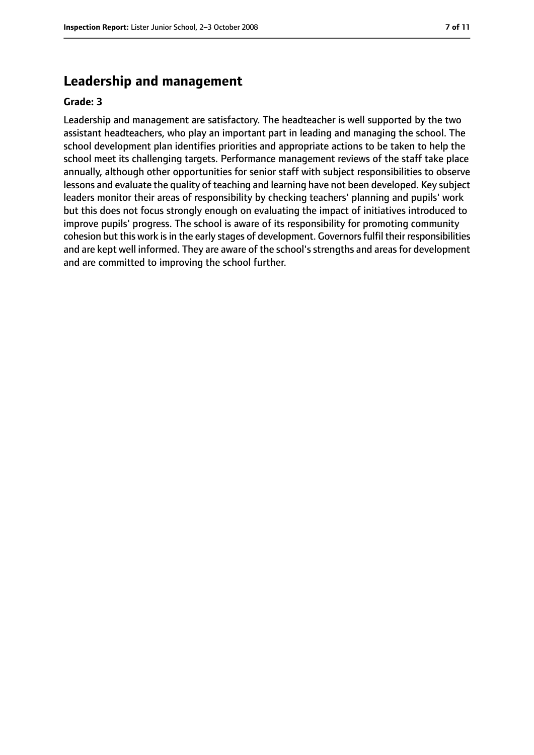## Leadership and management

**Grade: 3**

Leadership and management are satisfactory. The headteacher is well supported by the two assistant headteachers, who play an important part in leading and managing the school. The school development plan identifies priorities and appropriate actions to be taken to help the school meet its challenging targets. Performance management reviews of the staff take place annually, although other opportunities for senior staff with subject responsibilities to observe lessons and evaluate the quality of teaching and learning have not been developed. Key subject leaders monitor their areas of responsibility by checking teachers' planning and pupils' work but this does not focus strongly enough on evaluating the impact of initiatives introduced to improve pupils' progress. The school is aware of its responsibility for promoting community cohesion but this work is in the early stages of development. Governors fulfil their responsibilities and are kept well informed. They are aware of the school's strengths and areas for development and are committed to improving the school further.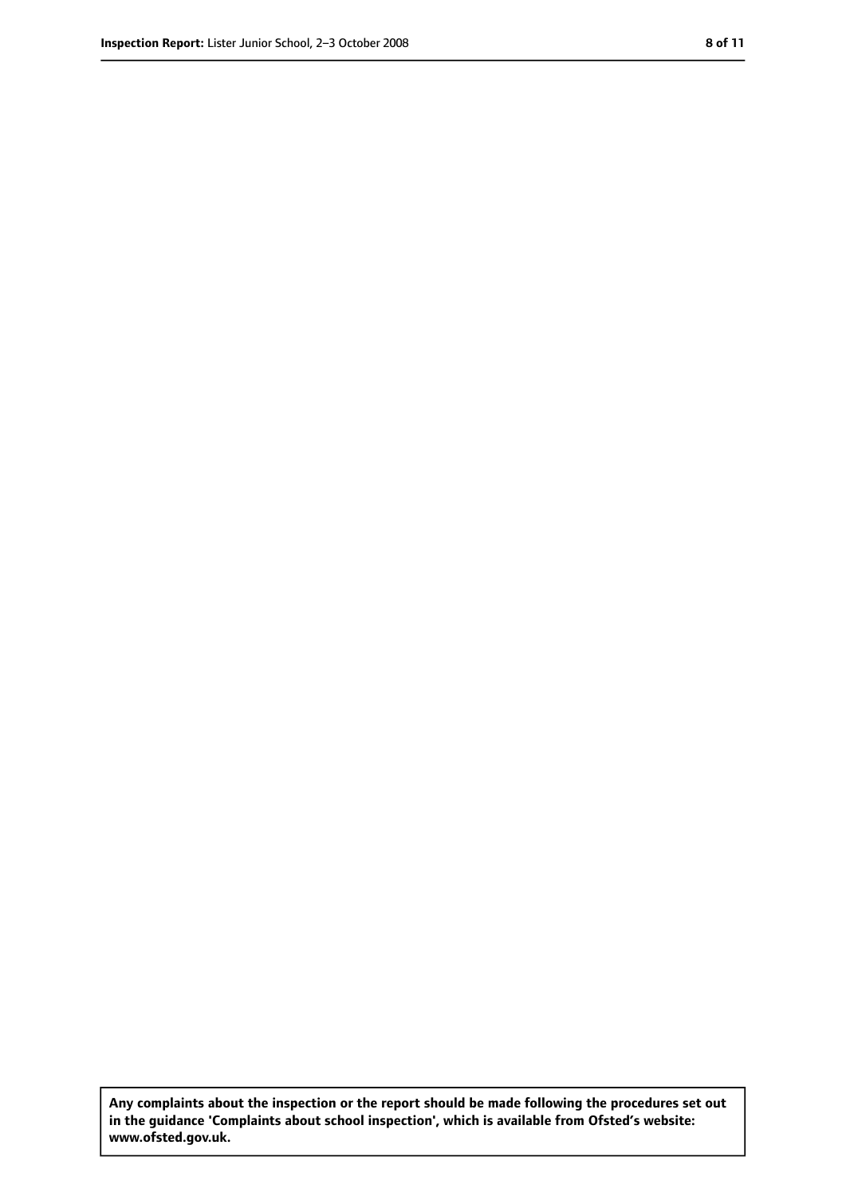**Any complaints about the inspection or the report should be made following the procedures set out in the guidance 'Complaints about school inspection', which is available from Ofsted's website: www.ofsted.gov.uk.**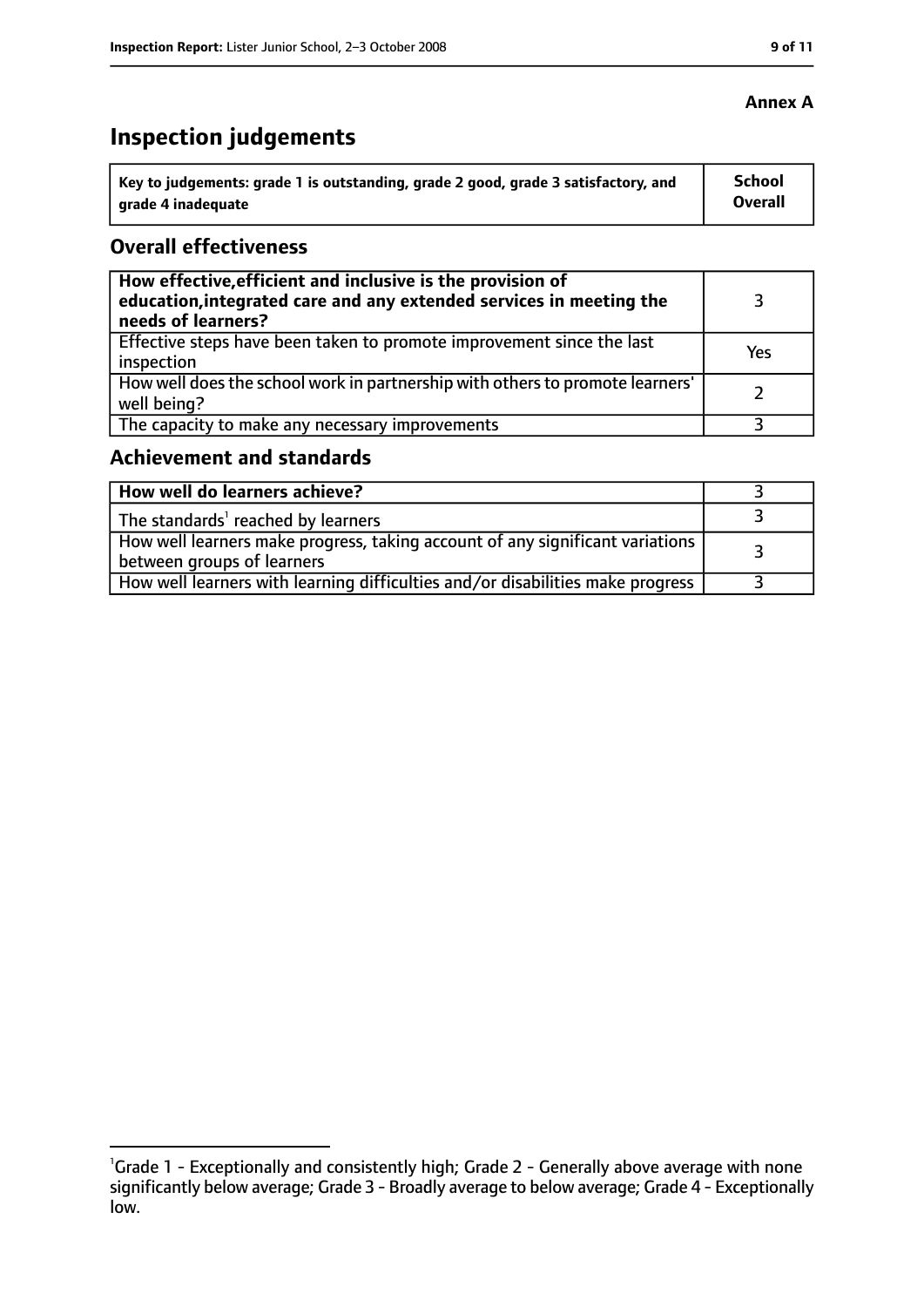**Annex A**

# Inspection judgements

| Key to judgements: grade 1 is outstanding, grade 2 good, grade 3 satisfactory, and grade 4 inadequate | School Overall |
| --- | --- |

## Overall effectiveness

| | |
| --- | --- |
| **How effective, efficient and inclusive is the provision of education, integrated care and any extended services in meeting the needs of learners?** | 3 |
| Effective steps have been taken to promote improvement since the last inspection | Yes |
| How well does the school work in partnership with others to promote learners' well being? | 2 |
| The capacity to make any necessary improvements | 3 |

## Achievement and standards

| | |
| --- | --- |
| **How well do learners achieve?** | 3 |
| The standards[1] reached by learners | 3 |
| How well learners make progress, taking account of any significant variations between groups of learners | 3 |
| How well learners with learning difficulties and/or disabilities make progress | 3 |

[1]Grade 1 - Exceptionally and consistently high; Grade 2 - Generally above average with none significantly below average; Grade 3 - Broadly average to below average; Grade 4 - Exceptionally low.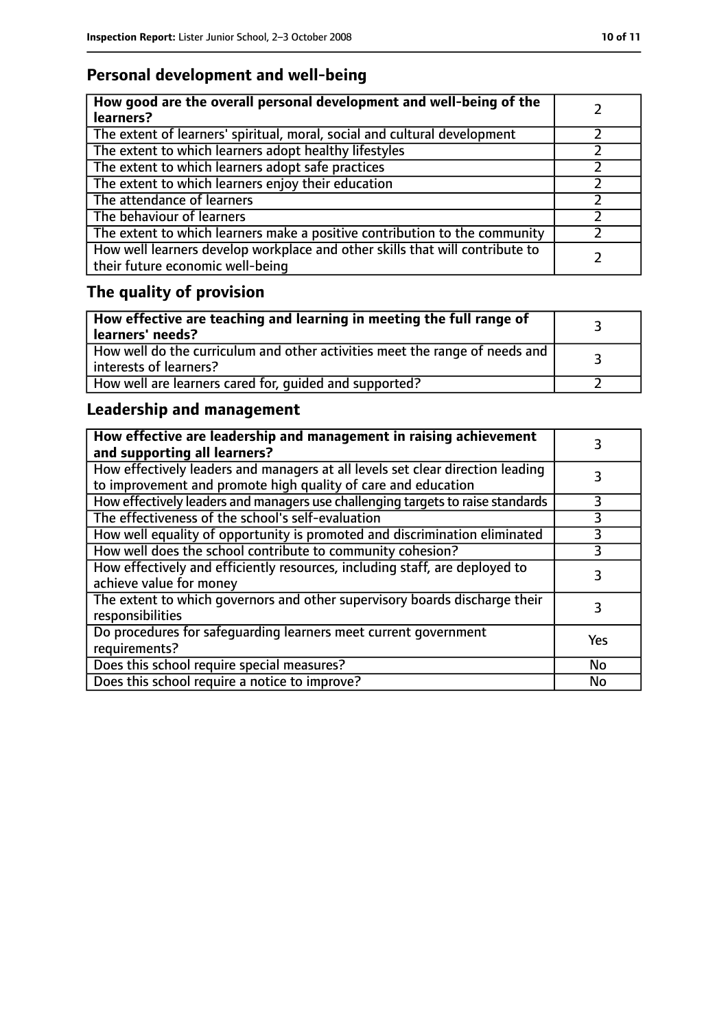## Personal development and well-being

| How good are the overall personal development and well-being of the learners? | 2 |
|---|---|
| The extent of learners' spiritual, moral, social and cultural development | 2 |
| The extent to which learners adopt healthy lifestyles | 2 |
| The extent to which learners adopt safe practices | 2 |
| The extent to which learners enjoy their education | 2 |
| The attendance of learners | 2 |
| The behaviour of learners | 2 |
| The extent to which learners make a positive contribution to the community | 2 |
| How well learners develop workplace and other skills that will contribute to their future economic well-being | 2 |

## The quality of provision

| How effective are teaching and learning in meeting the full range of learners' needs? | 3 |
|---|---|
| How well do the curriculum and other activities meet the range of needs and interests of learners? | 3 |
| How well are learners cared for, guided and supported? | 2 |

## Leadership and management

| How effective are leadership and management in raising achievement and supporting all learners? | 3 |
|---|---|
| How effectively leaders and managers at all levels set clear direction leading to improvement and promote high quality of care and education | 3 |
| How effectively leaders and managers use challenging targets to raise standards | 3 |
| The effectiveness of the school's self-evaluation | 3 |
| How well equality of opportunity is promoted and discrimination eliminated | 3 |
| How well does the school contribute to community cohesion? | 3 |
| How effectively and efficiently resources, including staff, are deployed to achieve value for money | 3 |
| The extent to which governors and other supervisory boards discharge their responsibilities | 3 |
| Do procedures for safeguarding learners meet current government requirements? | Yes |
| Does this school require special measures? | No |
| Does this school require a notice to improve? | No |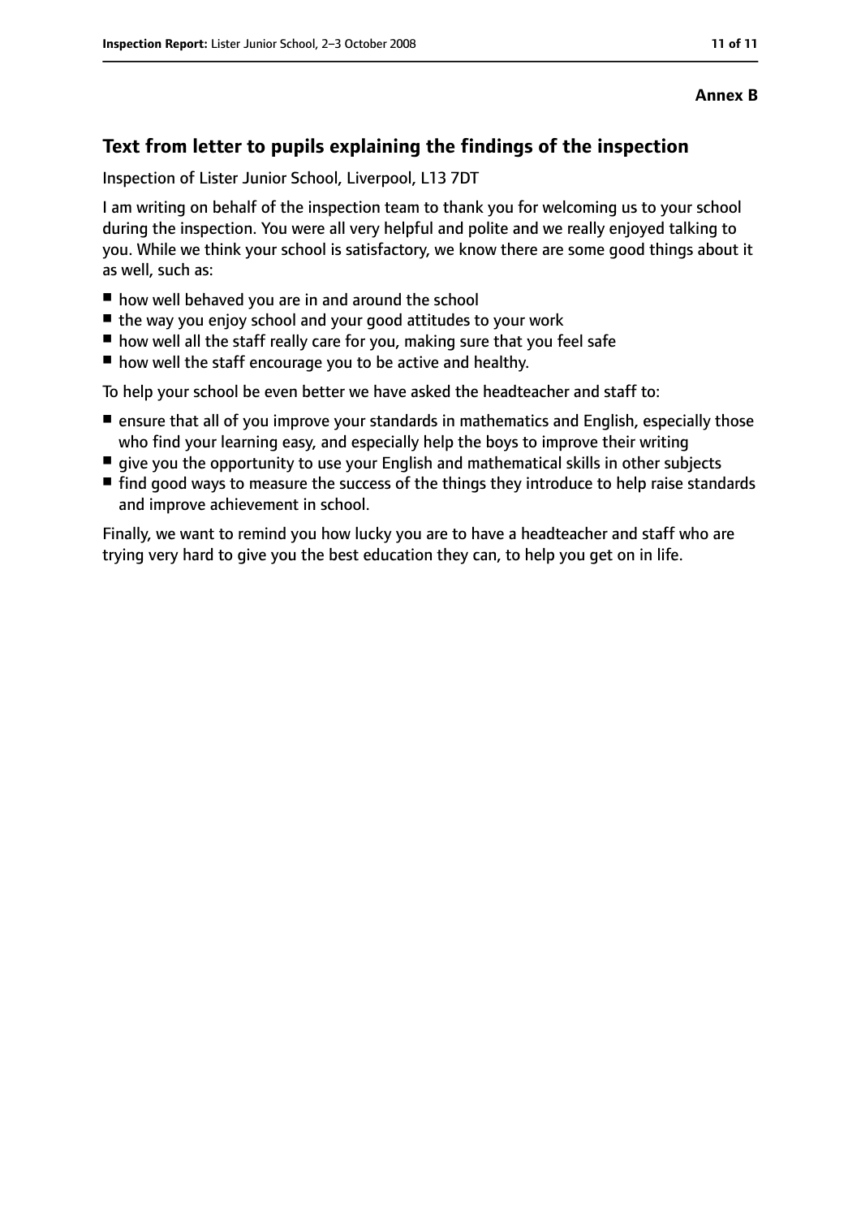**Annex B**

## Text from letter to pupils explaining the findings of the inspection

Inspection of Lister Junior School, Liverpool, L13 7DT

I am writing on behalf of the inspection team to thank you for welcoming us to your school during the inspection. You were all very helpful and polite and we really enjoyed talking to you. While we think your school is satisfactory, we know there are some good things about it as well, such as:

- how well behaved you are in and around the school
- the way you enjoy school and your good attitudes to your work
- how well all the staff really care for you, making sure that you feel safe
- how well the staff encourage you to be active and healthy.

To help your school be even better we have asked the headteacher and staff to:

- ensure that all of you improve your standards in mathematics and English, especially those who find your learning easy, and especially help the boys to improve their writing
- give you the opportunity to use your English and mathematical skills in other subjects
- find good ways to measure the success of the things they introduce to help raise standards and improve achievement in school.

Finally, we want to remind you how lucky you are to have a headteacher and staff who are trying very hard to give you the best education they can, to help you get on in life.